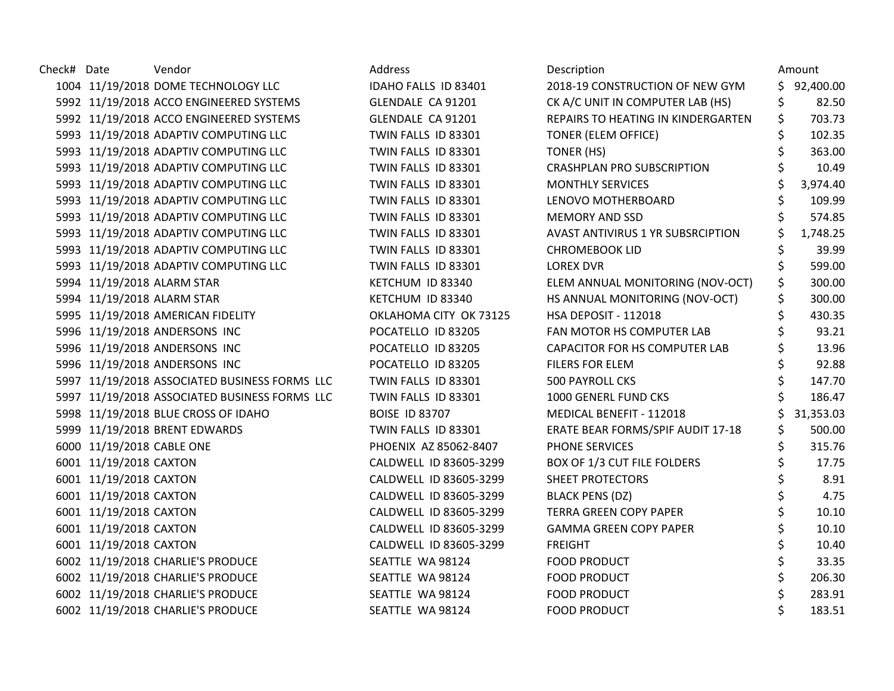| Check# | Date | Vendor | Address | Description | Amount |
|---|---|---|---|---|---|
| 1004 | 11/19/2018 | DOME TECHNOLOGY LLC | IDAHO FALLS ID 83401 | 2018-19 CONSTRUCTION OF NEW GYM | $ 92,400.00 |
| 5992 | 11/19/2018 | ACCO ENGINEERED SYSTEMS | GLENDALE CA 91201 | CK A/C UNIT IN COMPUTER LAB (HS) | $ 82.50 |
| 5992 | 11/19/2018 | ACCO ENGINEERED SYSTEMS | GLENDALE CA 91201 | REPAIRS TO HEATING IN KINDERGARTEN | $ 703.73 |
| 5993 | 11/19/2018 | ADAPTIV COMPUTING LLC | TWIN FALLS ID 83301 | TONER (ELEM OFFICE) | $ 102.35 |
| 5993 | 11/19/2018 | ADAPTIV COMPUTING LLC | TWIN FALLS ID 83301 | TONER (HS) | $ 363.00 |
| 5993 | 11/19/2018 | ADAPTIV COMPUTING LLC | TWIN FALLS ID 83301 | CRASHPLAN PRO SUBSCRIPTION | $ 10.49 |
| 5993 | 11/19/2018 | ADAPTIV COMPUTING LLC | TWIN FALLS ID 83301 | MONTHLY SERVICES | $ 3,974.40 |
| 5993 | 11/19/2018 | ADAPTIV COMPUTING LLC | TWIN FALLS ID 83301 | LENOVO MOTHERBOARD | $ 109.99 |
| 5993 | 11/19/2018 | ADAPTIV COMPUTING LLC | TWIN FALLS ID 83301 | MEMORY AND SSD | $ 574.85 |
| 5993 | 11/19/2018 | ADAPTIV COMPUTING LLC | TWIN FALLS ID 83301 | AVAST ANTIVIRUS 1 YR SUBSRCIPTION | $ 1,748.25 |
| 5993 | 11/19/2018 | ADAPTIV COMPUTING LLC | TWIN FALLS ID 83301 | CHROMEBOOK LID | $ 39.99 |
| 5993 | 11/19/2018 | ADAPTIV COMPUTING LLC | TWIN FALLS ID 83301 | LOREX DVR | $ 599.00 |
| 5994 | 11/19/2018 | ALARM STAR | KETCHUM ID 83340 | ELEM ANNUAL MONITORING (NOV-OCT) | $ 300.00 |
| 5994 | 11/19/2018 | ALARM STAR | KETCHUM ID 83340 | HS ANNUAL MONITORING (NOV-OCT) | $ 300.00 |
| 5995 | 11/19/2018 | AMERICAN FIDELITY | OKLAHOMA CITY OK 73125 | HSA DEPOSIT - 112018 | $ 430.35 |
| 5996 | 11/19/2018 | ANDERSONS INC | POCATELLO ID 83205 | FAN MOTOR HS COMPUTER LAB | $ 93.21 |
| 5996 | 11/19/2018 | ANDERSONS INC | POCATELLO ID 83205 | CAPACITOR FOR HS COMPUTER LAB | $ 13.96 |
| 5996 | 11/19/2018 | ANDERSONS INC | POCATELLO ID 83205 | FILERS FOR ELEM | $ 92.88 |
| 5997 | 11/19/2018 | ASSOCIATED BUSINESS FORMS LLC | TWIN FALLS ID 83301 | 500 PAYROLL CKS | $ 147.70 |
| 5997 | 11/19/2018 | ASSOCIATED BUSINESS FORMS LLC | TWIN FALLS ID 83301 | 1000 GENERL FUND CKS | $ 186.47 |
| 5998 | 11/19/2018 | BLUE CROSS OF IDAHO | BOISE ID 83707 | MEDICAL BENEFIT - 112018 | $ 31,353.03 |
| 5999 | 11/19/2018 | BRENT EDWARDS | TWIN FALLS ID 83301 | ERATE BEAR FORMS/SPIF AUDIT 17-18 | $ 500.00 |
| 6000 | 11/19/2018 | CABLE ONE | PHOENIX AZ 85062-8407 | PHONE SERVICES | $ 315.76 |
| 6001 | 11/19/2018 | CAXTON | CALDWELL ID 83605-3299 | BOX OF 1/3 CUT FILE FOLDERS | $ 17.75 |
| 6001 | 11/19/2018 | CAXTON | CALDWELL ID 83605-3299 | SHEET PROTECTORS | $ 8.91 |
| 6001 | 11/19/2018 | CAXTON | CALDWELL ID 83605-3299 | BLACK PENS (DZ) | $ 4.75 |
| 6001 | 11/19/2018 | CAXTON | CALDWELL ID 83605-3299 | TERRA GREEN COPY PAPER | $ 10.10 |
| 6001 | 11/19/2018 | CAXTON | CALDWELL ID 83605-3299 | GAMMA GREEN COPY PAPER | $ 10.10 |
| 6001 | 11/19/2018 | CAXTON | CALDWELL ID 83605-3299 | FREIGHT | $ 10.40 |
| 6002 | 11/19/2018 | CHARLIE'S PRODUCE | SEATTLE WA 98124 | FOOD PRODUCT | $ 33.35 |
| 6002 | 11/19/2018 | CHARLIE'S PRODUCE | SEATTLE WA 98124 | FOOD PRODUCT | $ 206.30 |
| 6002 | 11/19/2018 | CHARLIE'S PRODUCE | SEATTLE WA 98124 | FOOD PRODUCT | $ 283.91 |
| 6002 | 11/19/2018 | CHARLIE'S PRODUCE | SEATTLE WA 98124 | FOOD PRODUCT | $ 183.51 |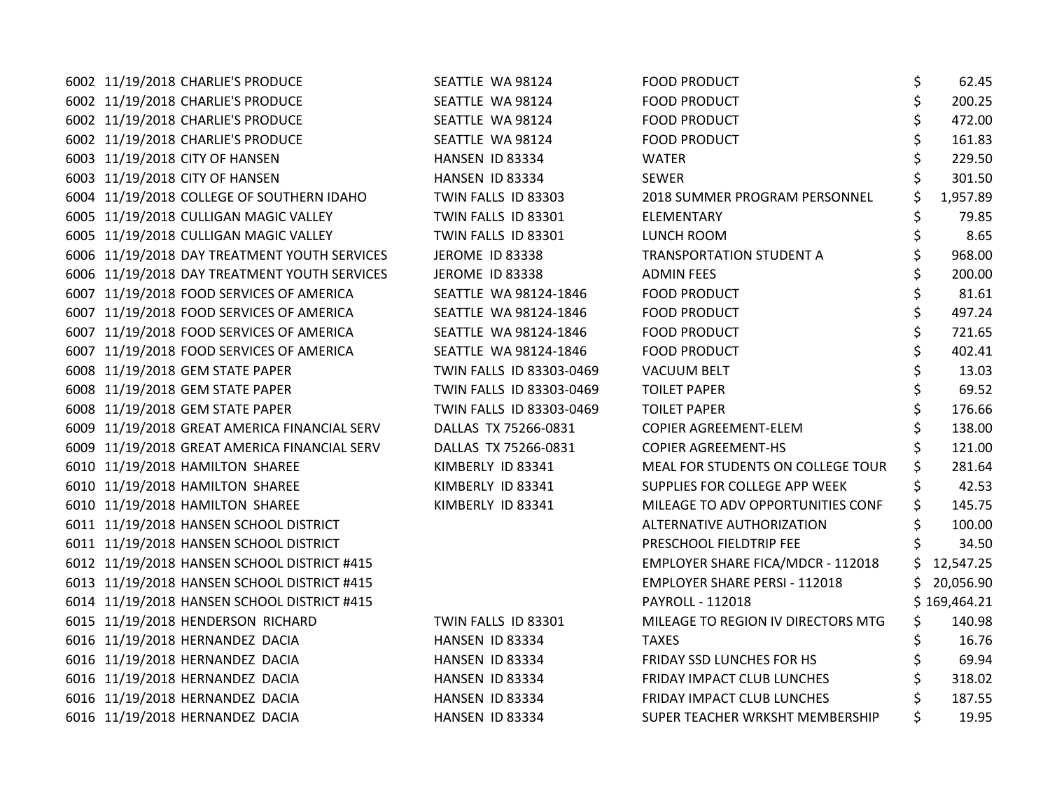| | | | | | |
|---|---|---|---|---|---|
| 6002 | 11/19/2018 | CHARLIE'S PRODUCE | SEATTLE WA 98124 | FOOD PRODUCT | $ 62.45 |
| 6002 | 11/19/2018 | CHARLIE'S PRODUCE | SEATTLE WA 98124 | FOOD PRODUCT | $ 200.25 |
| 6002 | 11/19/2018 | CHARLIE'S PRODUCE | SEATTLE WA 98124 | FOOD PRODUCT | $ 472.00 |
| 6002 | 11/19/2018 | CHARLIE'S PRODUCE | SEATTLE WA 98124 | FOOD PRODUCT | $ 161.83 |
| 6003 | 11/19/2018 | CITY OF HANSEN | HANSEN ID 83334 | WATER | $ 229.50 |
| 6003 | 11/19/2018 | CITY OF HANSEN | HANSEN ID 83334 | SEWER | $ 301.50 |
| 6004 | 11/19/2018 | COLLEGE OF SOUTHERN IDAHO | TWIN FALLS ID 83303 | 2018 SUMMER PROGRAM PERSONNEL | $ 1,957.89 |
| 6005 | 11/19/2018 | CULLIGAN MAGIC VALLEY | TWIN FALLS ID 83301 | ELEMENTARY | $ 79.85 |
| 6005 | 11/19/2018 | CULLIGAN MAGIC VALLEY | TWIN FALLS ID 83301 | LUNCH ROOM | $ 8.65 |
| 6006 | 11/19/2018 | DAY TREATMENT YOUTH SERVICES | JEROME ID 83338 | TRANSPORTATION STUDENT A | $ 968.00 |
| 6006 | 11/19/2018 | DAY TREATMENT YOUTH SERVICES | JEROME ID 83338 | ADMIN FEES | $ 200.00 |
| 6007 | 11/19/2018 | FOOD SERVICES OF AMERICA | SEATTLE WA 98124-1846 | FOOD PRODUCT | $ 81.61 |
| 6007 | 11/19/2018 | FOOD SERVICES OF AMERICA | SEATTLE WA 98124-1846 | FOOD PRODUCT | $ 497.24 |
| 6007 | 11/19/2018 | FOOD SERVICES OF AMERICA | SEATTLE WA 98124-1846 | FOOD PRODUCT | $ 721.65 |
| 6007 | 11/19/2018 | FOOD SERVICES OF AMERICA | SEATTLE WA 98124-1846 | FOOD PRODUCT | $ 402.41 |
| 6008 | 11/19/2018 | GEM STATE PAPER | TWIN FALLS ID 83303-0469 | VACUUM BELT | $ 13.03 |
| 6008 | 11/19/2018 | GEM STATE PAPER | TWIN FALLS ID 83303-0469 | TOILET PAPER | $ 69.52 |
| 6008 | 11/19/2018 | GEM STATE PAPER | TWIN FALLS ID 83303-0469 | TOILET PAPER | $ 176.66 |
| 6009 | 11/19/2018 | GREAT AMERICA FINANCIAL SERV | DALLAS TX 75266-0831 | COPIER AGREEMENT-ELEM | $ 138.00 |
| 6009 | 11/19/2018 | GREAT AMERICA FINANCIAL SERV | DALLAS TX 75266-0831 | COPIER AGREEMENT-HS | $ 121.00 |
| 6010 | 11/19/2018 | HAMILTON SHAREE | KIMBERLY ID 83341 | MEAL FOR STUDENTS ON COLLEGE TOUR | $ 281.64 |
| 6010 | 11/19/2018 | HAMILTON SHAREE | KIMBERLY ID 83341 | SUPPLIES FOR COLLEGE APP WEEK | $ 42.53 |
| 6010 | 11/19/2018 | HAMILTON SHAREE | KIMBERLY ID 83341 | MILEAGE TO ADV OPPORTUNITIES CONF | $ 145.75 |
| 6011 | 11/19/2018 | HANSEN SCHOOL DISTRICT | | ALTERNATIVE AUTHORIZATION | $ 100.00 |
| 6011 | 11/19/2018 | HANSEN SCHOOL DISTRICT | | PRESCHOOL FIELDTRIP FEE | $ 34.50 |
| 6012 | 11/19/2018 | HANSEN SCHOOL DISTRICT #415 | | EMPLOYER SHARE FICA/MDCR - 112018 | $ 12,547.25 |
| 6013 | 11/19/2018 | HANSEN SCHOOL DISTRICT #415 | | EMPLOYER SHARE PERSI - 112018 | $ 20,056.90 |
| 6014 | 11/19/2018 | HANSEN SCHOOL DISTRICT #415 | | PAYROLL - 112018 | $ 169,464.21 |
| 6015 | 11/19/2018 | HENDERSON RICHARD | TWIN FALLS ID 83301 | MILEAGE TO REGION IV DIRECTORS MTG | $ 140.98 |
| 6016 | 11/19/2018 | HERNANDEZ DACIA | HANSEN ID 83334 | TAXES | $ 16.76 |
| 6016 | 11/19/2018 | HERNANDEZ DACIA | HANSEN ID 83334 | FRIDAY SSD LUNCHES FOR HS | $ 69.94 |
| 6016 | 11/19/2018 | HERNANDEZ DACIA | HANSEN ID 83334 | FRIDAY IMPACT CLUB LUNCHES | $ 318.02 |
| 6016 | 11/19/2018 | HERNANDEZ DACIA | HANSEN ID 83334 | FRIDAY IMPACT CLUB LUNCHES | $ 187.55 |
| 6016 | 11/19/2018 | HERNANDEZ DACIA | HANSEN ID 83334 | SUPER TEACHER WRKSHT MEMBERSHIP | $ 19.95 |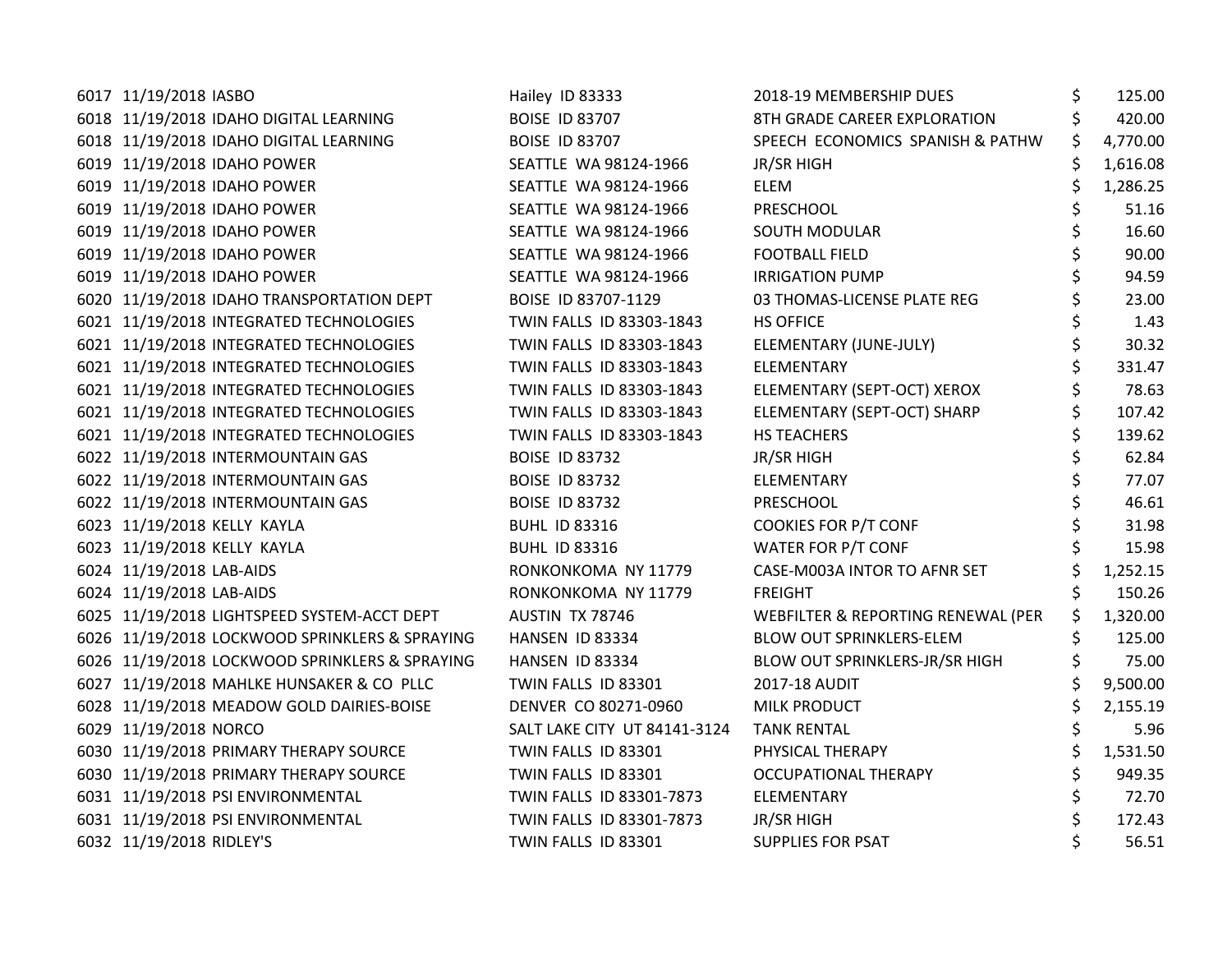| | | | | | |
|---|---|---|---|---|---|
| 6017 | 11/19/2018 | IASBO | Hailey ID 83333 | 2018-19 MEMBERSHIP DUES | $ 125.00 |
| 6018 | 11/19/2018 | IDAHO DIGITAL LEARNING | BOISE ID 83707 | 8TH GRADE CAREER EXPLORATION | $ 420.00 |
| 6018 | 11/19/2018 | IDAHO DIGITAL LEARNING | BOISE ID 83707 | SPEECH ECONOMICS SPANISH & PATHW | $ 4,770.00 |
| 6019 | 11/19/2018 | IDAHO POWER | SEATTLE WA 98124-1966 | JR/SR HIGH | $ 1,616.08 |
| 6019 | 11/19/2018 | IDAHO POWER | SEATTLE WA 98124-1966 | ELEM | $ 1,286.25 |
| 6019 | 11/19/2018 | IDAHO POWER | SEATTLE WA 98124-1966 | PRESCHOOL | $ 51.16 |
| 6019 | 11/19/2018 | IDAHO POWER | SEATTLE WA 98124-1966 | SOUTH MODULAR | $ 16.60 |
| 6019 | 11/19/2018 | IDAHO POWER | SEATTLE WA 98124-1966 | FOOTBALL FIELD | $ 90.00 |
| 6019 | 11/19/2018 | IDAHO POWER | SEATTLE WA 98124-1966 | IRRIGATION PUMP | $ 94.59 |
| 6020 | 11/19/2018 | IDAHO TRANSPORTATION DEPT | BOISE ID 83707-1129 | 03 THOMAS-LICENSE PLATE REG | $ 23.00 |
| 6021 | 11/19/2018 | INTEGRATED TECHNOLOGIES | TWIN FALLS ID 83303-1843 | HS OFFICE | $ 1.43 |
| 6021 | 11/19/2018 | INTEGRATED TECHNOLOGIES | TWIN FALLS ID 83303-1843 | ELEMENTARY (JUNE-JULY) | $ 30.32 |
| 6021 | 11/19/2018 | INTEGRATED TECHNOLOGIES | TWIN FALLS ID 83303-1843 | ELEMENTARY | $ 331.47 |
| 6021 | 11/19/2018 | INTEGRATED TECHNOLOGIES | TWIN FALLS ID 83303-1843 | ELEMENTARY (SEPT-OCT) XEROX | $ 78.63 |
| 6021 | 11/19/2018 | INTEGRATED TECHNOLOGIES | TWIN FALLS ID 83303-1843 | ELEMENTARY (SEPT-OCT) SHARP | $ 107.42 |
| 6021 | 11/19/2018 | INTEGRATED TECHNOLOGIES | TWIN FALLS ID 83303-1843 | HS TEACHERS | $ 139.62 |
| 6022 | 11/19/2018 | INTERMOUNTAIN GAS | BOISE ID 83732 | JR/SR HIGH | $ 62.84 |
| 6022 | 11/19/2018 | INTERMOUNTAIN GAS | BOISE ID 83732 | ELEMENTARY | $ 77.07 |
| 6022 | 11/19/2018 | INTERMOUNTAIN GAS | BOISE ID 83732 | PRESCHOOL | $ 46.61 |
| 6023 | 11/19/2018 | KELLY KAYLA | BUHL ID 83316 | COOKIES FOR P/T CONF | $ 31.98 |
| 6023 | 11/19/2018 | KELLY KAYLA | BUHL ID 83316 | WATER FOR P/T CONF | $ 15.98 |
| 6024 | 11/19/2018 | LAB-AIDS | RONKONKOMA NY 11779 | CASE-M003A INTOR TO AFNR SET | $ 1,252.15 |
| 6024 | 11/19/2018 | LAB-AIDS | RONKONKOMA NY 11779 | FREIGHT | $ 150.26 |
| 6025 | 11/19/2018 | LIGHTSPEED SYSTEM-ACCT DEPT | AUSTIN TX 78746 | WEBFILTER & REPORTING RENEWAL (PER | $ 1,320.00 |
| 6026 | 11/19/2018 | LOCKWOOD SPRINKLERS & SPRAYING | HANSEN ID 83334 | BLOW OUT SPRINKLERS-ELEM | $ 125.00 |
| 6026 | 11/19/2018 | LOCKWOOD SPRINKLERS & SPRAYING | HANSEN ID 83334 | BLOW OUT SPRINKLERS-JR/SR HIGH | $ 75.00 |
| 6027 | 11/19/2018 | MAHLKE HUNSAKER & CO PLLC | TWIN FALLS ID 83301 | 2017-18 AUDIT | $ 9,500.00 |
| 6028 | 11/19/2018 | MEADOW GOLD DAIRIES-BOISE | DENVER CO 80271-0960 | MILK PRODUCT | $ 2,155.19 |
| 6029 | 11/19/2018 | NORCO | SALT LAKE CITY UT 84141-3124 | TANK RENTAL | $ 5.96 |
| 6030 | 11/19/2018 | PRIMARY THERAPY SOURCE | TWIN FALLS ID 83301 | PHYSICAL THERAPY | $ 1,531.50 |
| 6030 | 11/19/2018 | PRIMARY THERAPY SOURCE | TWIN FALLS ID 83301 | OCCUPATIONAL THERAPY | $ 949.35 |
| 6031 | 11/19/2018 | PSI ENVIRONMENTAL | TWIN FALLS ID 83301-7873 | ELEMENTARY | $ 72.70 |
| 6031 | 11/19/2018 | PSI ENVIRONMENTAL | TWIN FALLS ID 83301-7873 | JR/SR HIGH | $ 172.43 |
| 6032 | 11/19/2018 | RIDLEY'S | TWIN FALLS ID 83301 | SUPPLIES FOR PSAT | $ 56.51 |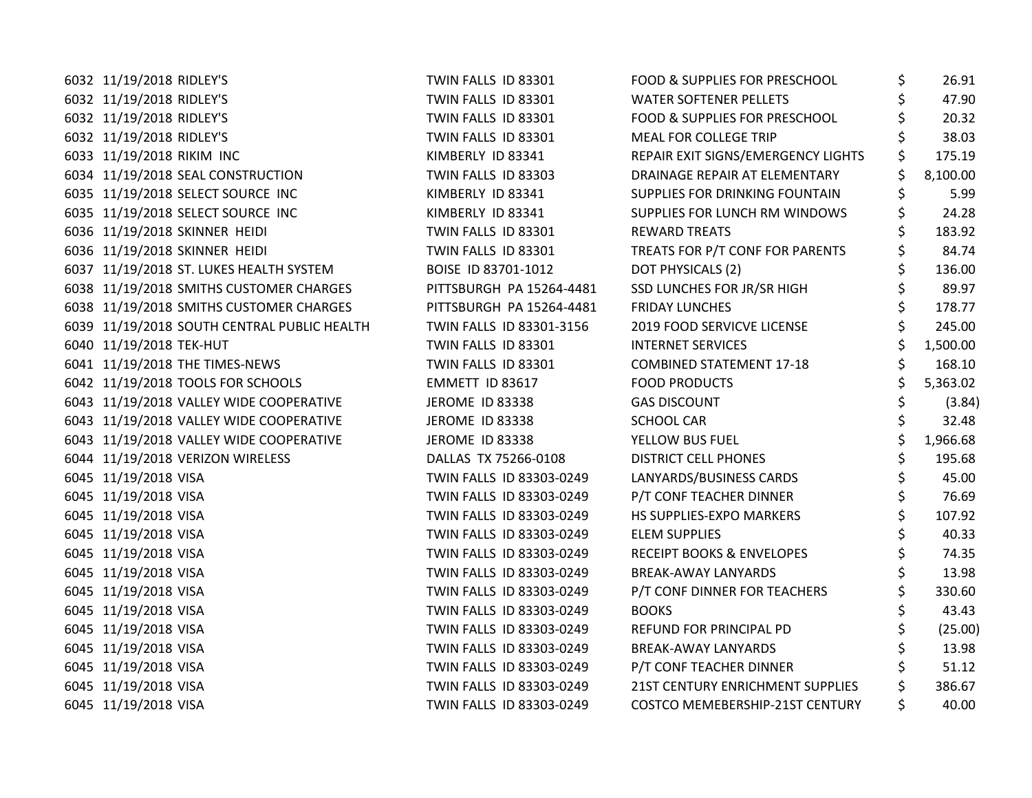| | | | | | | |
|---|---|---|---|---|---|---|
| 6032 | 11/19/2018 | RIDLEY'S | TWIN FALLS ID 83301 | FOOD & SUPPLIES FOR PRESCHOOL | $ | 26.91 |
| 6032 | 11/19/2018 | RIDLEY'S | TWIN FALLS ID 83301 | WATER SOFTENER PELLETS | $ | 47.90 |
| 6032 | 11/19/2018 | RIDLEY'S | TWIN FALLS ID 83301 | FOOD & SUPPLIES FOR PRESCHOOL | $ | 20.32 |
| 6032 | 11/19/2018 | RIDLEY'S | TWIN FALLS ID 83301 | MEAL FOR COLLEGE TRIP | $ | 38.03 |
| 6033 | 11/19/2018 | RIKIM INC | KIMBERLY ID 83341 | REPAIR EXIT SIGNS/EMERGENCY LIGHTS | $ | 175.19 |
| 6034 | 11/19/2018 | SEAL CONSTRUCTION | TWIN FALLS ID 83303 | DRAINAGE REPAIR AT ELEMENTARY | $ | 8,100.00 |
| 6035 | 11/19/2018 | SELECT SOURCE INC | KIMBERLY ID 83341 | SUPPLIES FOR DRINKING FOUNTAIN | $ | 5.99 |
| 6035 | 11/19/2018 | SELECT SOURCE INC | KIMBERLY ID 83341 | SUPPLIES FOR LUNCH RM WINDOWS | $ | 24.28 |
| 6036 | 11/19/2018 | SKINNER HEIDI | TWIN FALLS ID 83301 | REWARD TREATS | $ | 183.92 |
| 6036 | 11/19/2018 | SKINNER HEIDI | TWIN FALLS ID 83301 | TREATS FOR P/T CONF FOR PARENTS | $ | 84.74 |
| 6037 | 11/19/2018 | ST. LUKES HEALTH SYSTEM | BOISE ID 83701-1012 | DOT PHYSICALS (2) | $ | 136.00 |
| 6038 | 11/19/2018 | SMITHS CUSTOMER CHARGES | PITTSBURGH PA 15264-4481 | SSD LUNCHES FOR JR/SR HIGH | $ | 89.97 |
| 6038 | 11/19/2018 | SMITHS CUSTOMER CHARGES | PITTSBURGH PA 15264-4481 | FRIDAY LUNCHES | $ | 178.77 |
| 6039 | 11/19/2018 | SOUTH CENTRAL PUBLIC HEALTH | TWIN FALLS ID 83301-3156 | 2019 FOOD SERVICVE LICENSE | $ | 245.00 |
| 6040 | 11/19/2018 | TEK-HUT | TWIN FALLS ID 83301 | INTERNET SERVICES | $ | 1,500.00 |
| 6041 | 11/19/2018 | THE TIMES-NEWS | TWIN FALLS ID 83301 | COMBINED STATEMENT 17-18 | $ | 168.10 |
| 6042 | 11/19/2018 | TOOLS FOR SCHOOLS | EMMETT ID 83617 | FOOD PRODUCTS | $ | 5,363.02 |
| 6043 | 11/19/2018 | VALLEY WIDE COOPERATIVE | JEROME ID 83338 | GAS DISCOUNT | $ | (3.84) |
| 6043 | 11/19/2018 | VALLEY WIDE COOPERATIVE | JEROME ID 83338 | SCHOOL CAR | $ | 32.48 |
| 6043 | 11/19/2018 | VALLEY WIDE COOPERATIVE | JEROME ID 83338 | YELLOW BUS FUEL | $ | 1,966.68 |
| 6044 | 11/19/2018 | VERIZON WIRELESS | DALLAS TX 75266-0108 | DISTRICT CELL PHONES | $ | 195.68 |
| 6045 | 11/19/2018 | VISA | TWIN FALLS ID 83303-0249 | LANYARDS/BUSINESS CARDS | $ | 45.00 |
| 6045 | 11/19/2018 | VISA | TWIN FALLS ID 83303-0249 | P/T CONF TEACHER DINNER | $ | 76.69 |
| 6045 | 11/19/2018 | VISA | TWIN FALLS ID 83303-0249 | HS SUPPLIES-EXPO MARKERS | $ | 107.92 |
| 6045 | 11/19/2018 | VISA | TWIN FALLS ID 83303-0249 | ELEM SUPPLIES | $ | 40.33 |
| 6045 | 11/19/2018 | VISA | TWIN FALLS ID 83303-0249 | RECEIPT BOOKS & ENVELOPES | $ | 74.35 |
| 6045 | 11/19/2018 | VISA | TWIN FALLS ID 83303-0249 | BREAK-AWAY LANYARDS | $ | 13.98 |
| 6045 | 11/19/2018 | VISA | TWIN FALLS ID 83303-0249 | P/T CONF DINNER FOR TEACHERS | $ | 330.60 |
| 6045 | 11/19/2018 | VISA | TWIN FALLS ID 83303-0249 | BOOKS | $ | 43.43 |
| 6045 | 11/19/2018 | VISA | TWIN FALLS ID 83303-0249 | REFUND FOR PRINCIPAL PD | $ | (25.00) |
| 6045 | 11/19/2018 | VISA | TWIN FALLS ID 83303-0249 | BREAK-AWAY LANYARDS | $ | 13.98 |
| 6045 | 11/19/2018 | VISA | TWIN FALLS ID 83303-0249 | P/T CONF TEACHER DINNER | $ | 51.12 |
| 6045 | 11/19/2018 | VISA | TWIN FALLS ID 83303-0249 | 21ST CENTURY ENRICHMENT SUPPLIES | $ | 386.67 |
| 6045 | 11/19/2018 | VISA | TWIN FALLS ID 83303-0249 | COSTCO MEMEBERSHIP-21ST CENTURY | $ | 40.00 |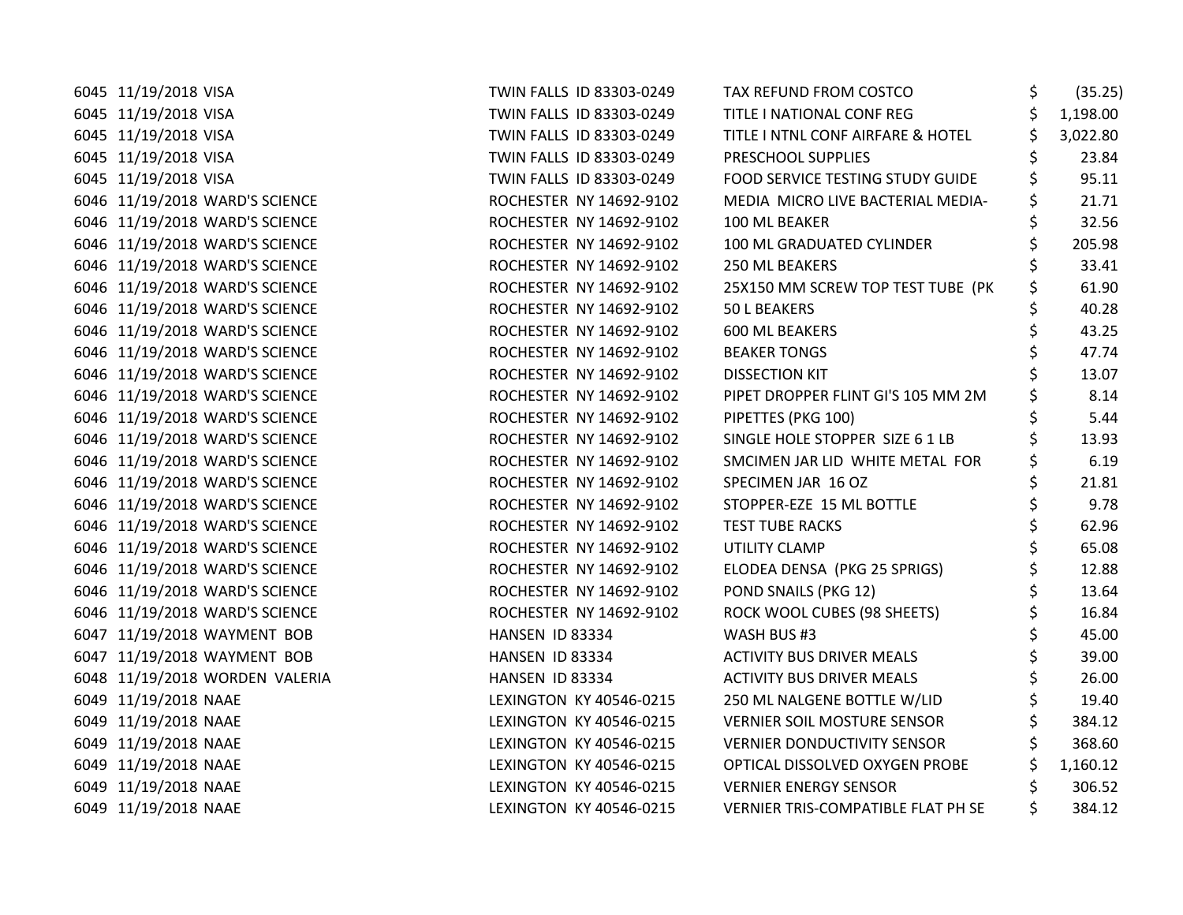| | | | | | |
|---|---|---|---|---|---|
| 6045 | 11/19/2018 | VISA | TWIN FALLS ID 83303-0249 | TAX REFUND FROM COSTCO | $ (35.25) |
| 6045 | 11/19/2018 | VISA | TWIN FALLS ID 83303-0249 | TITLE I NATIONAL CONF REG | $ 1,198.00 |
| 6045 | 11/19/2018 | VISA | TWIN FALLS ID 83303-0249 | TITLE I NTNL CONF AIRFARE & HOTEL | $ 3,022.80 |
| 6045 | 11/19/2018 | VISA | TWIN FALLS ID 83303-0249 | PRESCHOOL SUPPLIES | $ 23.84 |
| 6045 | 11/19/2018 | VISA | TWIN FALLS ID 83303-0249 | FOOD SERVICE TESTING STUDY GUIDE | $ 95.11 |
| 6046 | 11/19/2018 | WARD'S SCIENCE | ROCHESTER NY 14692-9102 | MEDIA MICRO LIVE BACTERIAL MEDIA- | $ 21.71 |
| 6046 | 11/19/2018 | WARD'S SCIENCE | ROCHESTER NY 14692-9102 | 100 ML BEAKER | $ 32.56 |
| 6046 | 11/19/2018 | WARD'S SCIENCE | ROCHESTER NY 14692-9102 | 100 ML GRADUATED CYLINDER | $ 205.98 |
| 6046 | 11/19/2018 | WARD'S SCIENCE | ROCHESTER NY 14692-9102 | 250 ML BEAKERS | $ 33.41 |
| 6046 | 11/19/2018 | WARD'S SCIENCE | ROCHESTER NY 14692-9102 | 25X150 MM SCREW TOP TEST TUBE (PK | $ 61.90 |
| 6046 | 11/19/2018 | WARD'S SCIENCE | ROCHESTER NY 14692-9102 | 50 L BEAKERS | $ 40.28 |
| 6046 | 11/19/2018 | WARD'S SCIENCE | ROCHESTER NY 14692-9102 | 600 ML BEAKERS | $ 43.25 |
| 6046 | 11/19/2018 | WARD'S SCIENCE | ROCHESTER NY 14692-9102 | BEAKER TONGS | $ 47.74 |
| 6046 | 11/19/2018 | WARD'S SCIENCE | ROCHESTER NY 14692-9102 | DISSECTION KIT | $ 13.07 |
| 6046 | 11/19/2018 | WARD'S SCIENCE | ROCHESTER NY 14692-9102 | PIPET DROPPER FLINT GI'S 105 MM 2M | $ 8.14 |
| 6046 | 11/19/2018 | WARD'S SCIENCE | ROCHESTER NY 14692-9102 | PIPETTES (PKG 100) | $ 5.44 |
| 6046 | 11/19/2018 | WARD'S SCIENCE | ROCHESTER NY 14692-9102 | SINGLE HOLE STOPPER SIZE 6 1 LB | $ 13.93 |
| 6046 | 11/19/2018 | WARD'S SCIENCE | ROCHESTER NY 14692-9102 | SMCIMEN JAR LID WHITE METAL FOR | $ 6.19 |
| 6046 | 11/19/2018 | WARD'S SCIENCE | ROCHESTER NY 14692-9102 | SPECIMEN JAR 16 OZ | $ 21.81 |
| 6046 | 11/19/2018 | WARD'S SCIENCE | ROCHESTER NY 14692-9102 | STOPPER-EZE 15 ML BOTTLE | $ 9.78 |
| 6046 | 11/19/2018 | WARD'S SCIENCE | ROCHESTER NY 14692-9102 | TEST TUBE RACKS | $ 62.96 |
| 6046 | 11/19/2018 | WARD'S SCIENCE | ROCHESTER NY 14692-9102 | UTILITY CLAMP | $ 65.08 |
| 6046 | 11/19/2018 | WARD'S SCIENCE | ROCHESTER NY 14692-9102 | ELODEA DENSA (PKG 25 SPRIGS) | $ 12.88 |
| 6046 | 11/19/2018 | WARD'S SCIENCE | ROCHESTER NY 14692-9102 | POND SNAILS (PKG 12) | $ 13.64 |
| 6046 | 11/19/2018 | WARD'S SCIENCE | ROCHESTER NY 14692-9102 | ROCK WOOL CUBES (98 SHEETS) | $ 16.84 |
| 6047 | 11/19/2018 | WAYMENT BOB | HANSEN ID 83334 | WASH BUS #3 | $ 45.00 |
| 6047 | 11/19/2018 | WAYMENT BOB | HANSEN ID 83334 | ACTIVITY BUS DRIVER MEALS | $ 39.00 |
| 6048 | 11/19/2018 | WORDEN VALERIA | HANSEN ID 83334 | ACTIVITY BUS DRIVER MEALS | $ 26.00 |
| 6049 | 11/19/2018 | NAAE | LEXINGTON KY 40546-0215 | 250 ML NALGENE BOTTLE W/LID | $ 19.40 |
| 6049 | 11/19/2018 | NAAE | LEXINGTON KY 40546-0215 | VERNIER SOIL MOSTURE SENSOR | $ 384.12 |
| 6049 | 11/19/2018 | NAAE | LEXINGTON KY 40546-0215 | VERNIER DONDUCTIVITY SENSOR | $ 368.60 |
| 6049 | 11/19/2018 | NAAE | LEXINGTON KY 40546-0215 | OPTICAL DISSOLVED OXYGEN PROBE | $ 1,160.12 |
| 6049 | 11/19/2018 | NAAE | LEXINGTON KY 40546-0215 | VERNIER ENERGY SENSOR | $ 306.52 |
| 6049 | 11/19/2018 | NAAE | LEXINGTON KY 40546-0215 | VERNIER TRIS-COMPATIBLE FLAT PH SE | $ 384.12 |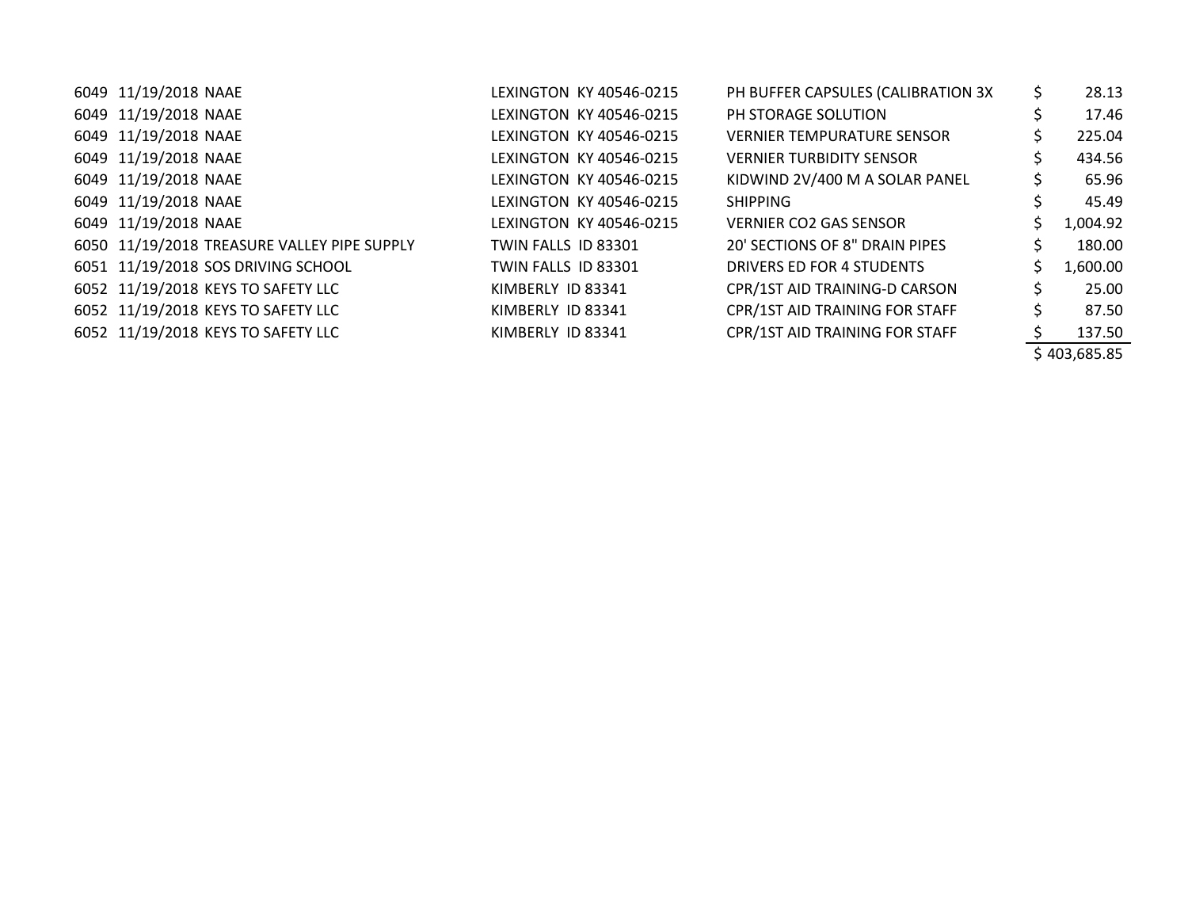| | | | | | |
|---|---|---|---|---|---|
| 6049 | 11/19/2018 | NAAE | LEXINGTON KY 40546-0215 | PH BUFFER CAPSULES (CALIBRATION 3X | $ 28.13 |
| 6049 | 11/19/2018 | NAAE | LEXINGTON KY 40546-0215 | PH STORAGE SOLUTION | $ 17.46 |
| 6049 | 11/19/2018 | NAAE | LEXINGTON KY 40546-0215 | VERNIER TEMPURATURE SENSOR | $ 225.04 |
| 6049 | 11/19/2018 | NAAE | LEXINGTON KY 40546-0215 | VERNIER TURBIDITY SENSOR | $ 434.56 |
| 6049 | 11/19/2018 | NAAE | LEXINGTON KY 40546-0215 | KIDWIND 2V/400 M A SOLAR PANEL | $ 65.96 |
| 6049 | 11/19/2018 | NAAE | LEXINGTON KY 40546-0215 | SHIPPING | $ 45.49 |
| 6049 | 11/19/2018 | NAAE | LEXINGTON KY 40546-0215 | VERNIER CO2 GAS SENSOR | $ 1,004.92 |
| 6050 | 11/19/2018 | TREASURE VALLEY PIPE SUPPLY | TWIN FALLS ID 83301 | 20' SECTIONS OF 8" DRAIN PIPES | $ 180.00 |
| 6051 | 11/19/2018 | SOS DRIVING SCHOOL | TWIN FALLS ID 83301 | DRIVERS ED FOR 4 STUDENTS | $ 1,600.00 |
| 6052 | 11/19/2018 | KEYS TO SAFETY LLC | KIMBERLY ID 83341 | CPR/1ST AID TRAINING-D CARSON | $ 25.00 |
| 6052 | 11/19/2018 | KEYS TO SAFETY LLC | KIMBERLY ID 83341 | CPR/1ST AID TRAINING FOR STAFF | $ 87.50 |
| 6052 | 11/19/2018 | KEYS TO SAFETY LLC | KIMBERLY ID 83341 | CPR/1ST AID TRAINING FOR STAFF | $ 137.50 |
| | | | | | $ 403,685.85 |